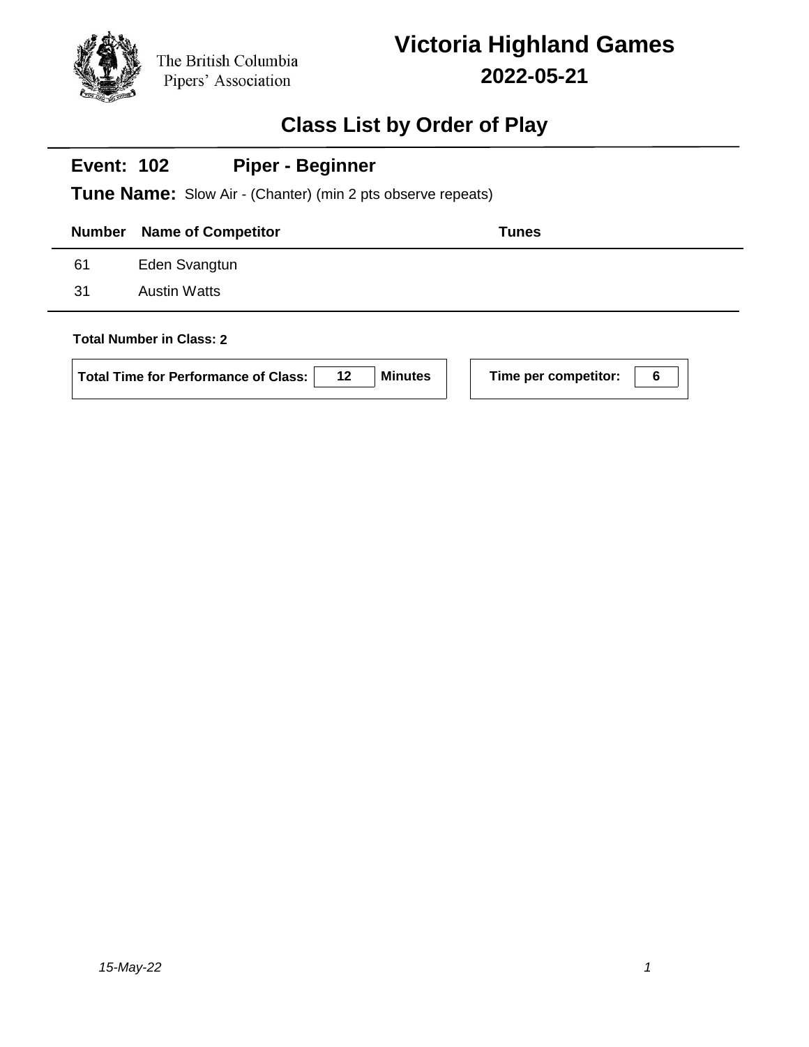The British Columbia Pipers' Association

# Victoria Highland Games

## 2022-05-21

## Class List by Order of Play

### Event: 102 Piper - Beginner

**Tune Name:** Slow Air - (Chanter) (min 2 pts observe repeats)

| Number | Name of Competitor | Tunes |
|---|---|---|
| 61 | Eden Svangtun | |
| 31 | Austin Watts | |

**Total Number in Class: 2**

**Total Time for Performance of Class:** 12 **Minutes**

**Time per competitor:** 6

*15-May-22*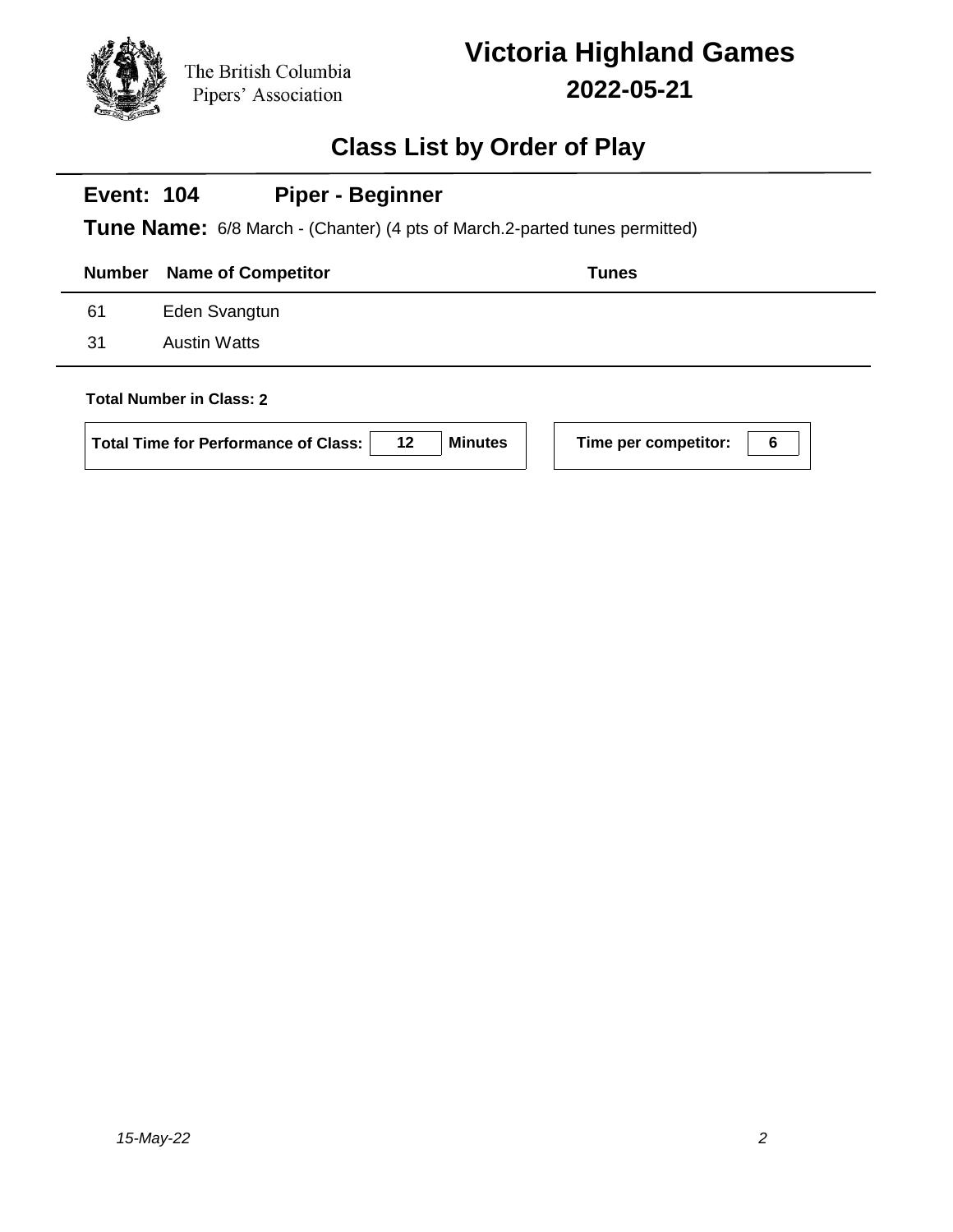The British Columbia Pipers' Association

# Victoria Highland Games

## 2022-05-21

## Class List by Order of Play

### Event: 104 Piper - Beginner

**Tune Name:** 6/8 March - (Chanter) (4 pts of March.2-parted tunes permitted)

| Number | Name of Competitor | Tunes |
|---|---|---|
| 61 | Eden Svangtun | |
| 31 | Austin Watts | |

**Total Number in Class: 2**

**Total Time for Performance of Class:** 12 **Minutes**

**Time per competitor:** 6

*15-May-22*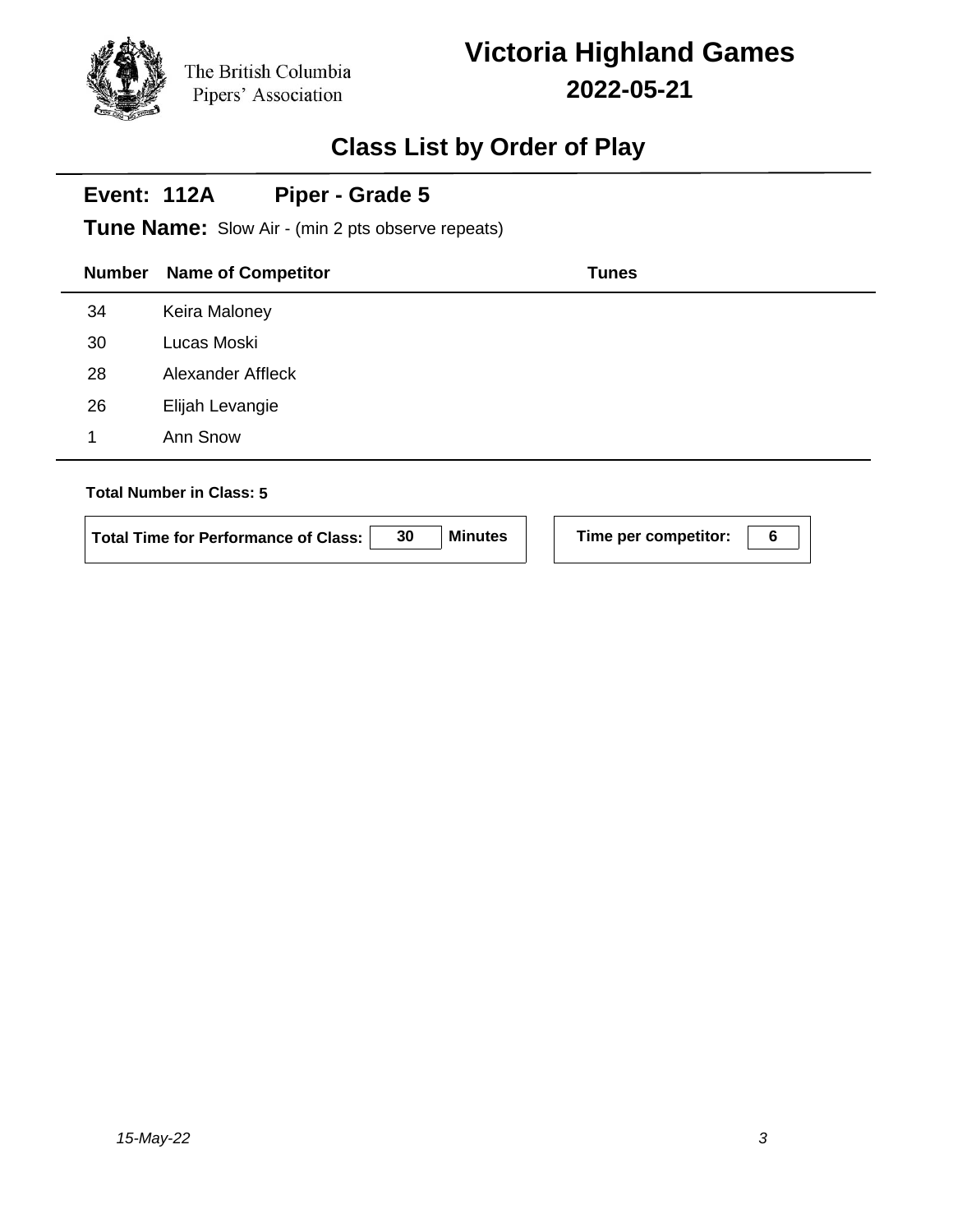The British Columbia Pipers' Association

# Victoria Highland Games

## 2022-05-21

## Class List by Order of Play

### Event: 112A Piper - Grade 5

**Tune Name:** Slow Air - (min 2 pts observe repeats)

| Number | Name of Competitor | Tunes |
|---|---|---|
| 34 | Keira Maloney | |
| 30 | Lucas Moski | |
| 28 | Alexander Affleck | |
| 26 | Elijah Levangie | |
| 1 | Ann Snow | |

**Total Number in Class: 5**

**Total Time for Performance of Class:** 30 **Minutes**

**Time per competitor:** 6

*15-May-22*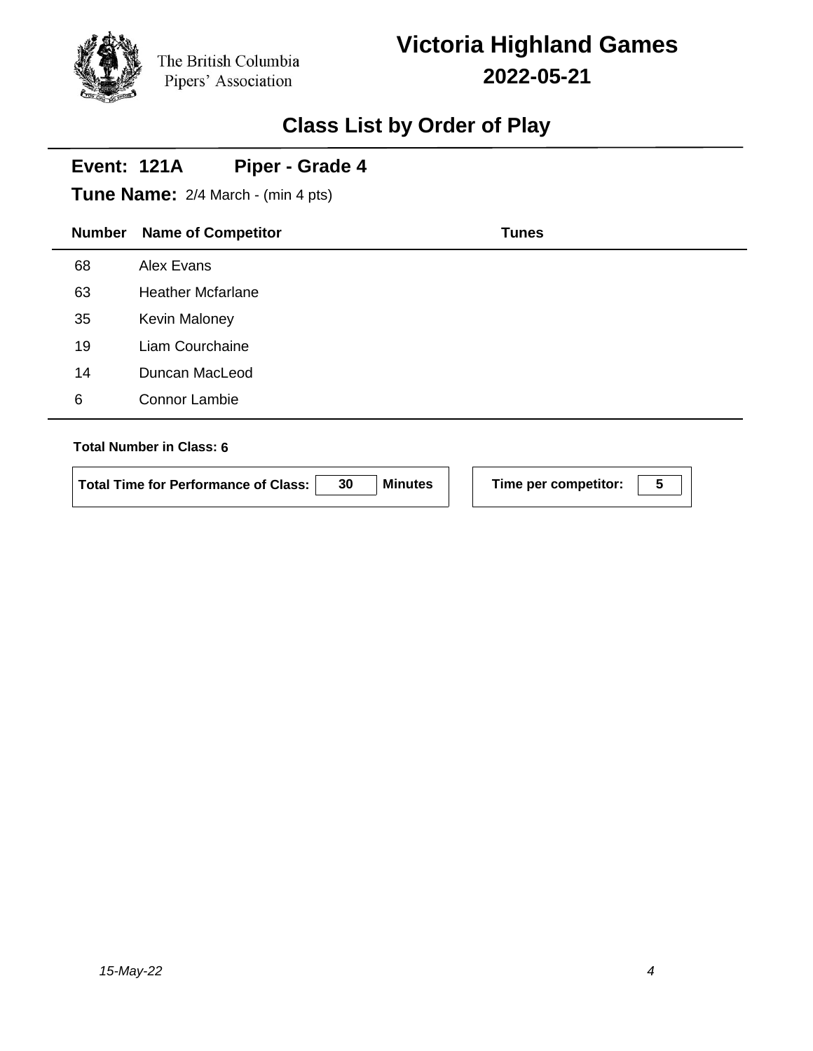The British Columbia Pipers' Association

# Victoria Highland Games

## 2022-05-21

## Class List by Order of Play

### Event: 121A Piper - Grade 4

**Tune Name:** 2/4 March - (min 4 pts)

| Number | Name of Competitor | Tunes |
|---|---|---|
| 68 | Alex Evans | |
| 63 | Heather Mcfarlane | |
| 35 | Kevin Maloney | |
| 19 | Liam Courchaine | |
| 14 | Duncan MacLeod | |
| 6 | Connor Lambie | |

**Total Number in Class: 6**

**Total Time for Performance of Class:** 30 **Minutes**

**Time per competitor:** 5

*15-May-22*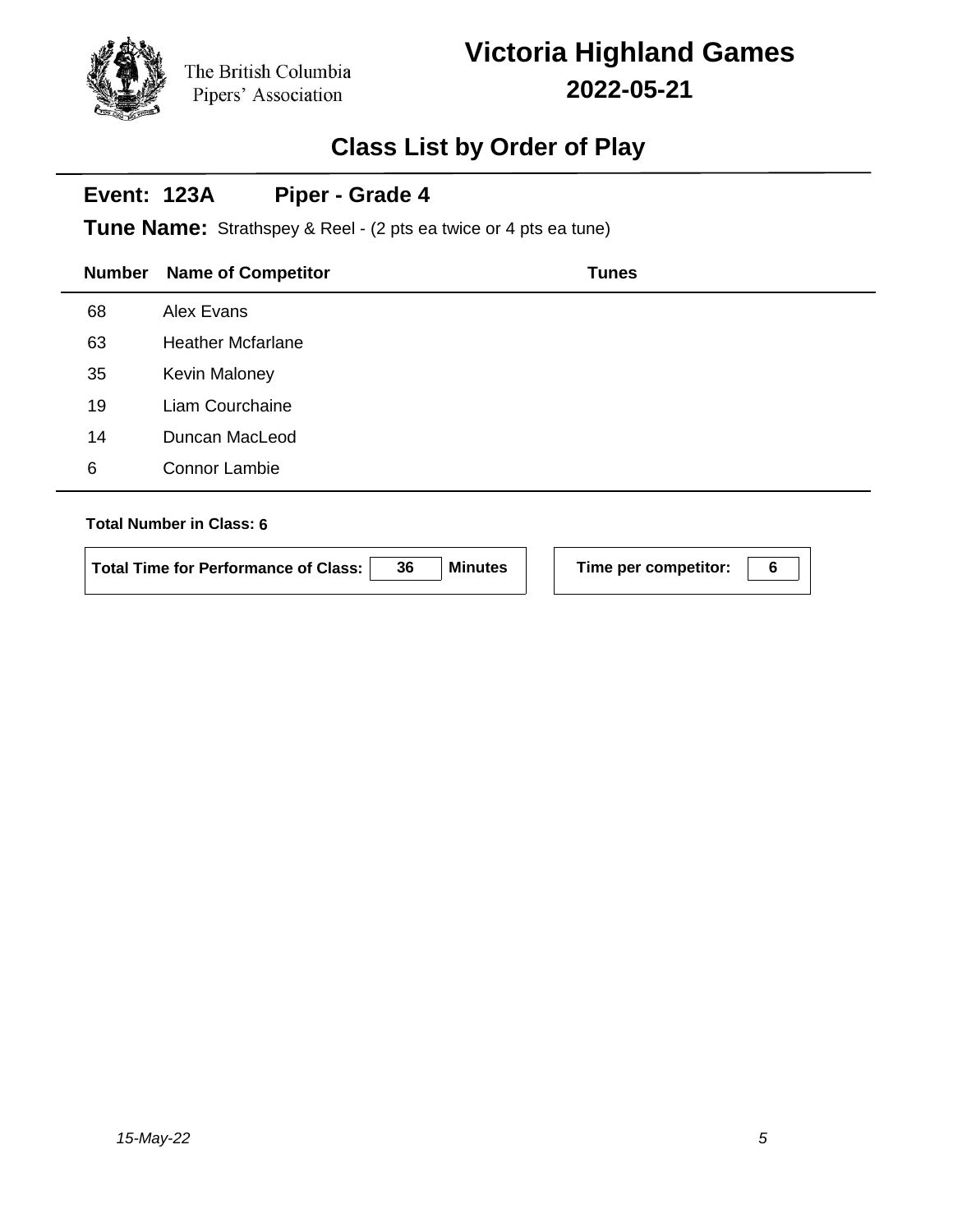The British Columbia Pipers' Association

# Victoria Highland Games

## 2022-05-21

## Class List by Order of Play

### Event: 123A Piper - Grade 4

**Tune Name:** Strathspey & Reel - (2 pts ea twice or 4 pts ea tune)

| Number | Name of Competitor | Tunes |
|---|---|---|
| 68 | Alex Evans | |
| 63 | Heather Mcfarlane | |
| 35 | Kevin Maloney | |
| 19 | Liam Courchaine | |
| 14 | Duncan MacLeod | |
| 6 | Connor Lambie | |

**Total Number in Class:** 6

**Total Time for Performance of Class:** 36 **Minutes**

**Time per competitor:** 6

*15-May-22*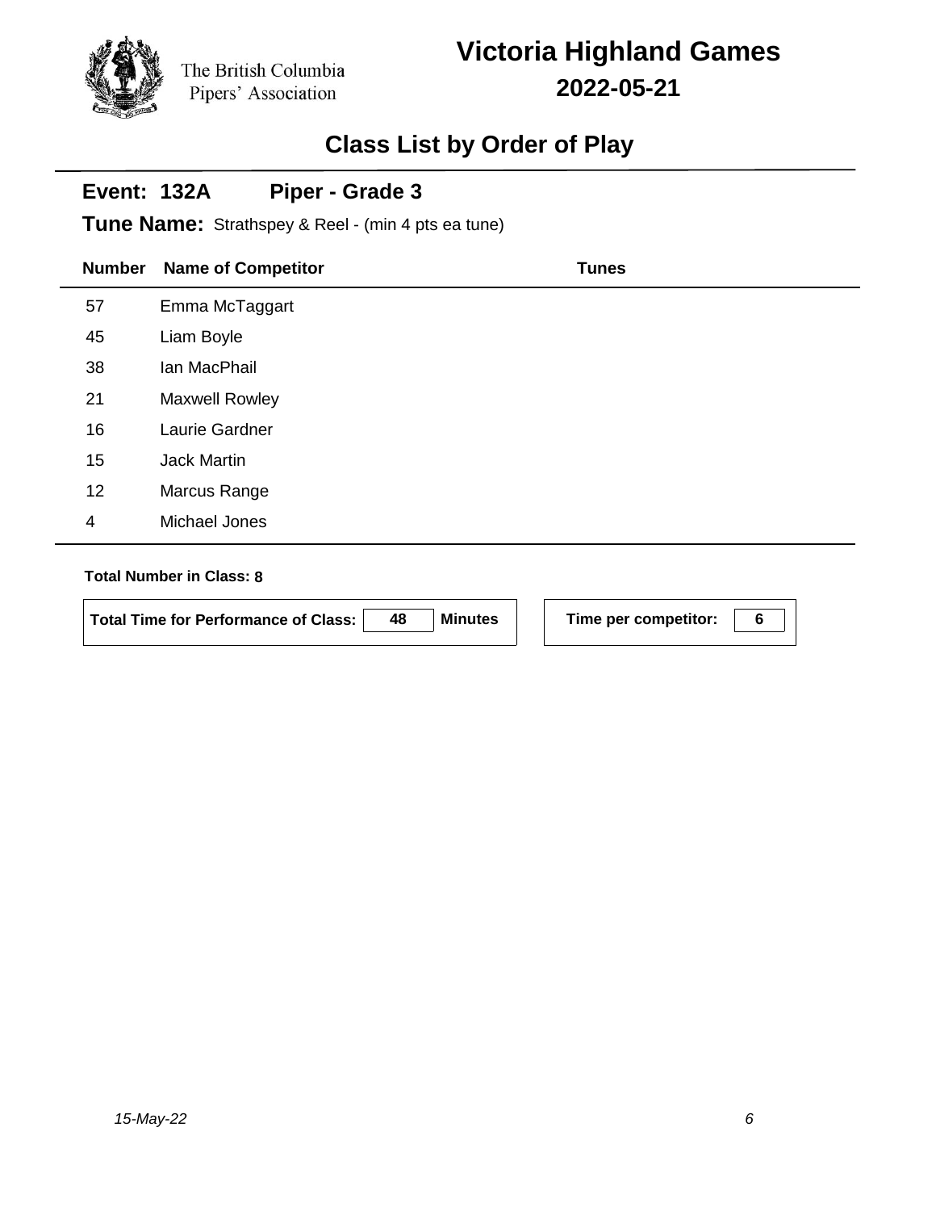The British Columbia Pipers' Association

# Victoria Highland Games

## 2022-05-21

## Class List by Order of Play

### Event: 132A Piper - Grade 3

**Tune Name:** Strathspey & Reel - (min 4 pts ea tune)

| Number | Name of Competitor | Tunes |
|---|---|---|
| 57 | Emma McTaggart | |
| 45 | Liam Boyle | |
| 38 | Ian MacPhail | |
| 21 | Maxwell Rowley | |
| 16 | Laurie Gardner | |
| 15 | Jack Martin | |
| 12 | Marcus Range | |
| 4 | Michael Jones | |

**Total Number in Class: 8**

**Total Time for Performance of Class: 48 Minutes**

**Time per competitor: 6**

*15-May-22*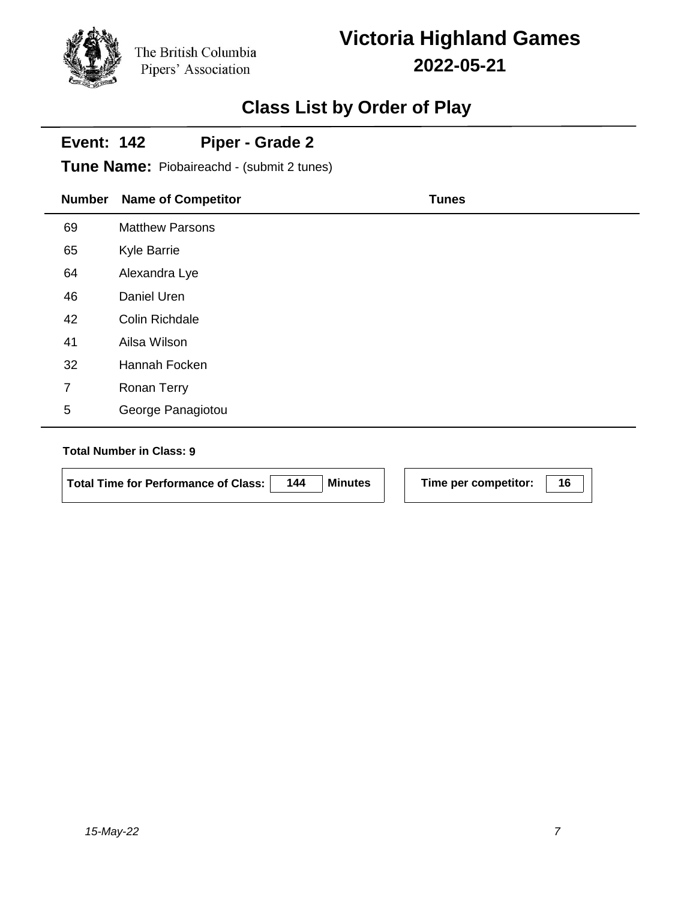The British Columbia Pipers' Association

# Victoria Highland Games

## 2022-05-21

## Class List by Order of Play

### Event: 142 Piper - Grade 2

**Tune Name:** Piobaireachd - (submit 2 tunes)

| Number | Name of Competitor | Tunes |
|---|---|---|
| 69 | Matthew Parsons | |
| 65 | Kyle Barrie | |
| 64 | Alexandra Lye | |
| 46 | Daniel Uren | |
| 42 | Colin Richdale | |
| 41 | Ailsa Wilson | |
| 32 | Hannah Focken | |
| 7 | Ronan Terry | |
| 5 | George Panagiotou | |

**Total Number in Class: 9**

**Total Time for Performance of Class: 144 Minutes**

**Time per competitor: 16**

*15-May-22*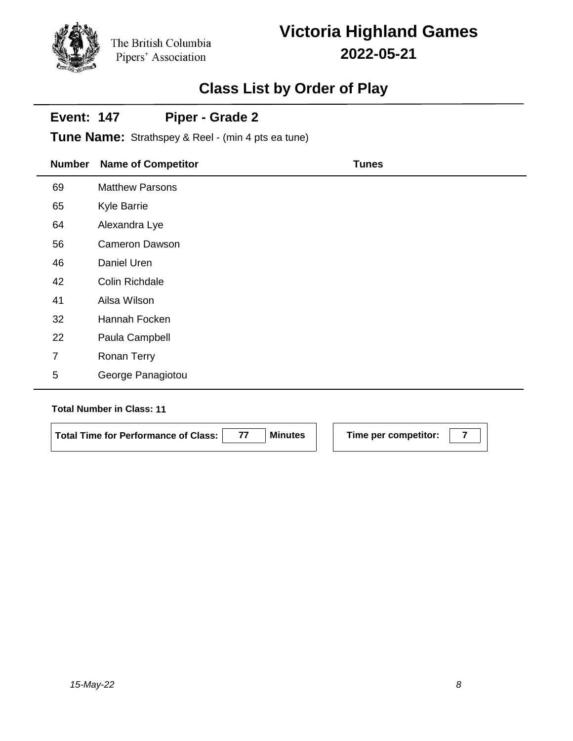The British Columbia Pipers' Association

# Victoria Highland Games

## 2022-05-21

## Class List by Order of Play

**Event: 147 Piper - Grade 2**

**Tune Name:** Strathspey & Reel - (min 4 pts ea tune)

| Number | Name of Competitor | Tunes |
|---|---|---|
| 69 | Matthew Parsons | |
| 65 | Kyle Barrie | |
| 64 | Alexandra Lye | |
| 56 | Cameron Dawson | |
| 46 | Daniel Uren | |
| 42 | Colin Richdale | |
| 41 | Ailsa Wilson | |
| 32 | Hannah Focken | |
| 22 | Paula Campbell | |
| 7 | Ronan Terry | |
| 5 | George Panagiotou | |

**Total Number in Class: 11**

**Total Time for Performance of Class:** 77 **Minutes**

**Time per competitor:** 7

*15-May-22*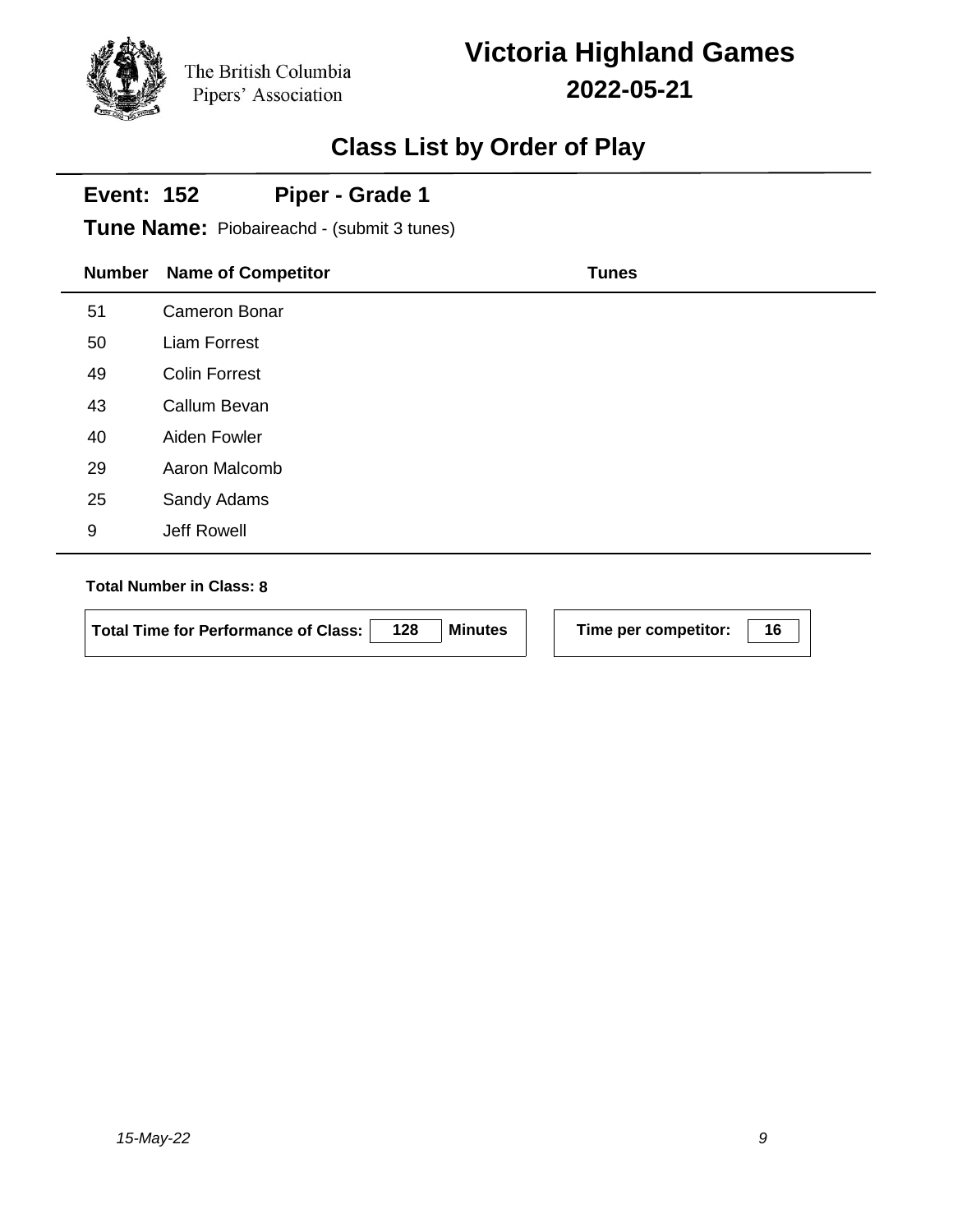The British Columbia Pipers' Association

# Victoria Highland Games

## 2022-05-21

## Class List by Order of Play

### Event: 152 Piper - Grade 1

**Tune Name:** Piobaireachd - (submit 3 tunes)

| Number | Name of Competitor | Tunes |
|---|---|---|
| 51 | Cameron Bonar | |
| 50 | Liam Forrest | |
| 49 | Colin Forrest | |
| 43 | Callum Bevan | |
| 40 | Aiden Fowler | |
| 29 | Aaron Malcomb | |
| 25 | Sandy Adams | |
| 9 | Jeff Rowell | |

**Total Number in Class: 8**

**Total Time for Performance of Class:** 128 **Minutes**

**Time per competitor:** 16

*15-May-22*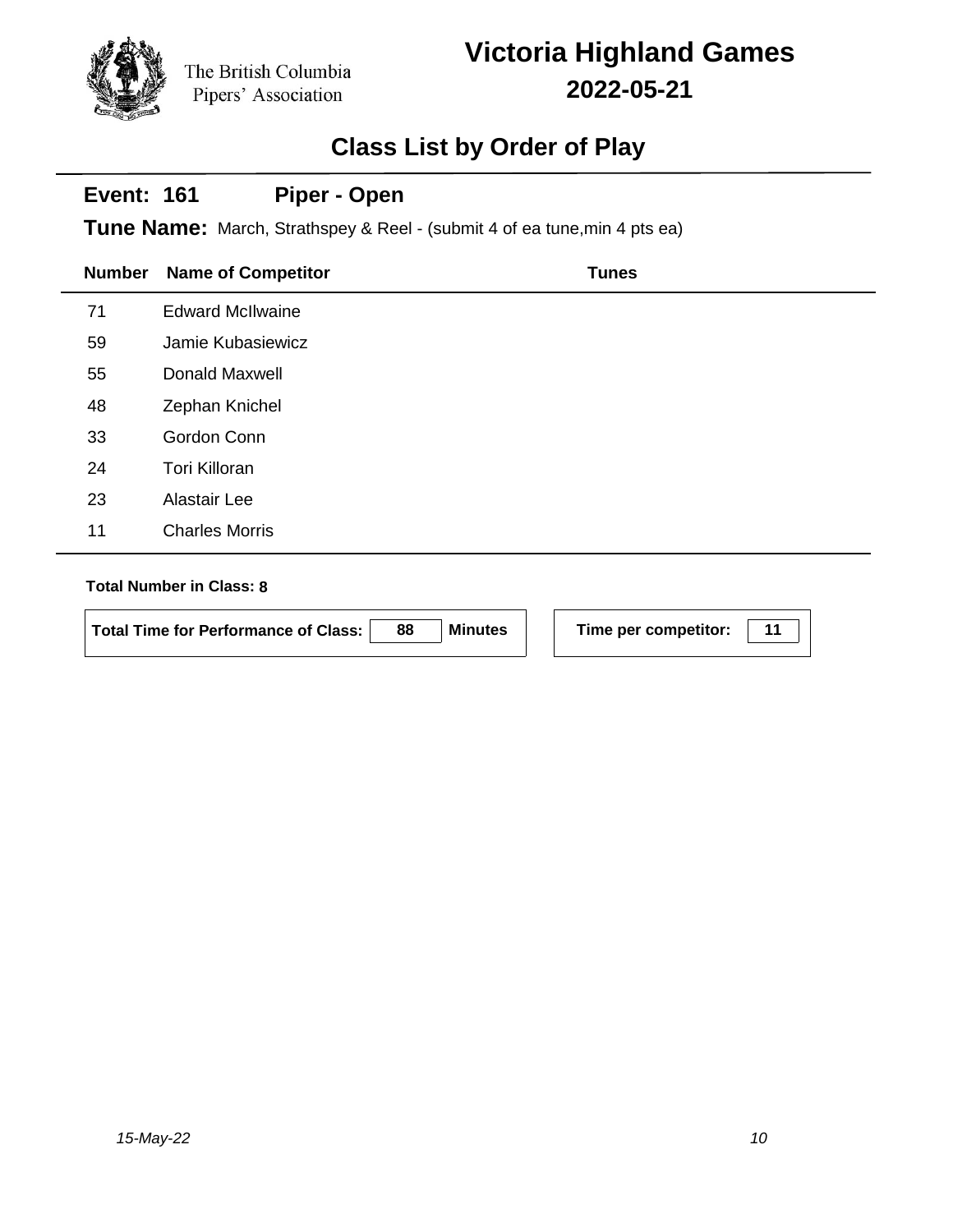The British Columbia Pipers' Association

# Victoria Highland Games

## 2022-05-21

## Class List by Order of Play

### Event: 161 Piper - Open

**Tune Name:** March, Strathspey & Reel - (submit 4 of ea tune,min 4 pts ea)

| Number | Name of Competitor | Tunes |
|---|---|---|
| 71 | Edward McIlwaine | |
| 59 | Jamie Kubasiewicz | |
| 55 | Donald Maxwell | |
| 48 | Zephan Knichel | |
| 33 | Gordon Conn | |
| 24 | Tori Killoran | |
| 23 | Alastair Lee | |
| 11 | Charles Morris | |

**Total Number in Class: 8**

**Total Time for Performance of Class:** 88 **Minutes**

**Time per competitor:** 11

*15-May-22*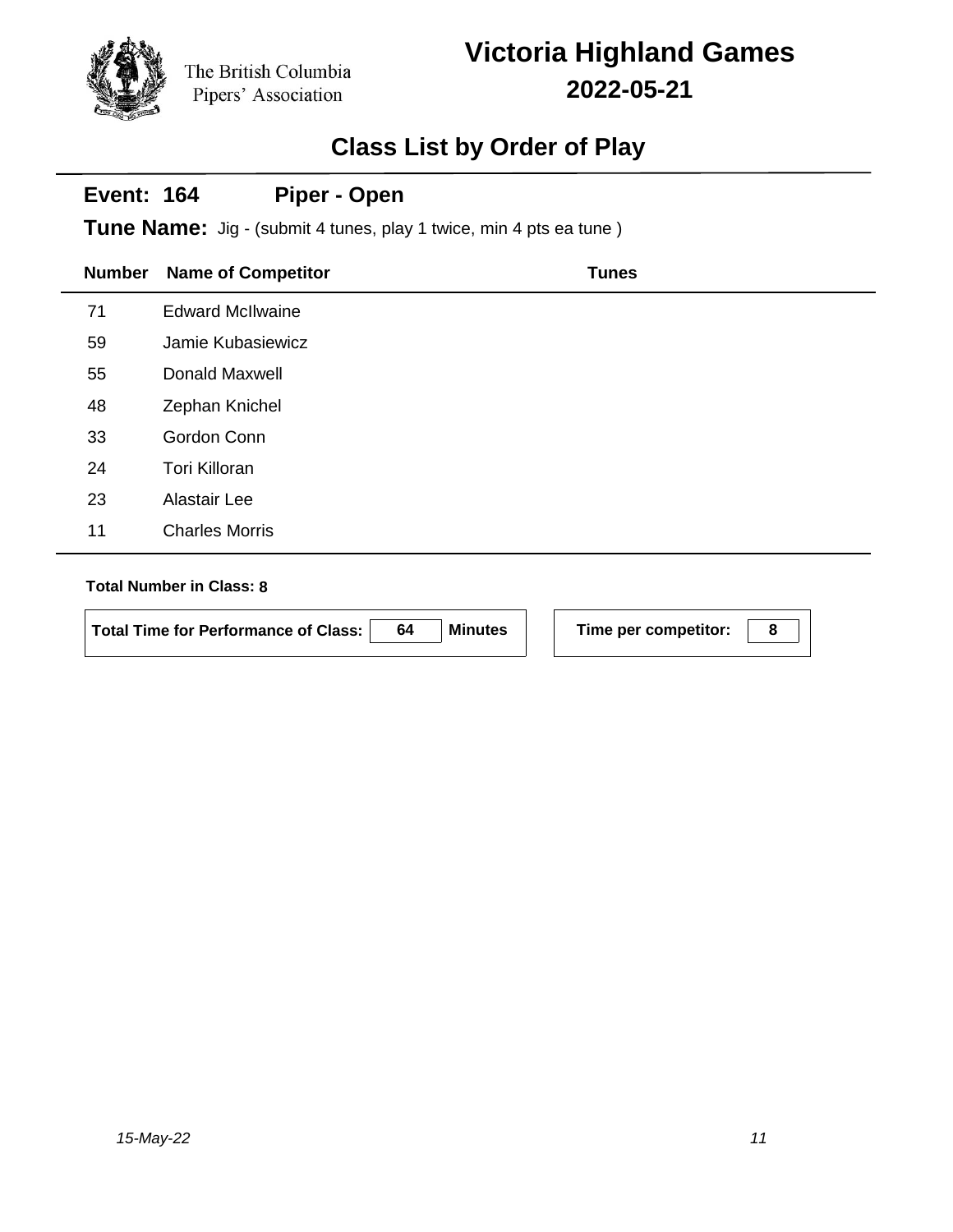The British Columbia Pipers' Association

# Victoria Highland Games

## 2022-05-21

## Class List by Order of Play

### Event: 164 Piper - Open

**Tune Name:** Jig - (submit 4 tunes, play 1 twice, min 4 pts ea tune )

| Number | Name of Competitor | Tunes |
|---|---|---|
| 71 | Edward McIlwaine | |
| 59 | Jamie Kubasiewicz | |
| 55 | Donald Maxwell | |
| 48 | Zephan Knichel | |
| 33 | Gordon Conn | |
| 24 | Tori Killoran | |
| 23 | Alastair Lee | |
| 11 | Charles Morris | |

**Total Number in Class: 8**

**Total Time for Performance of Class:** 64 **Minutes**

**Time per competitor:** 8

*15-May-22*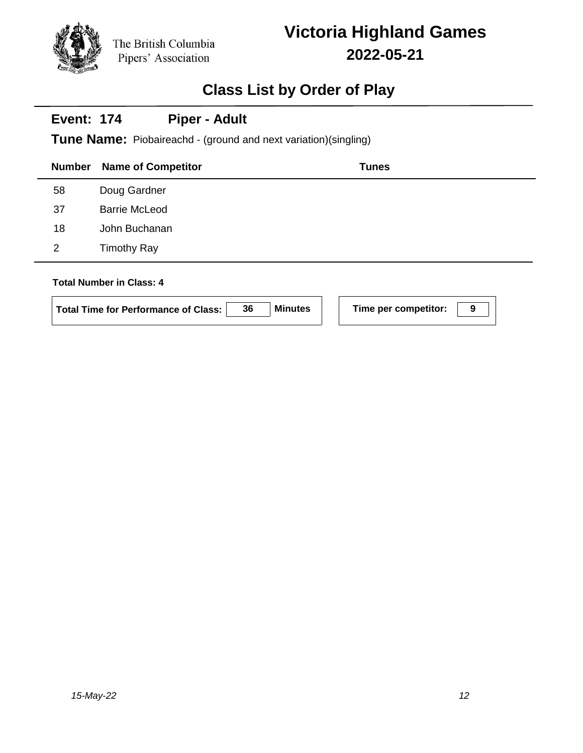The British Columbia Pipers' Association

# Victoria Highland Games

## 2022-05-21

## Class List by Order of Play

### Event: 174 Piper - Adult

**Tune Name:** Piobaireachd - (ground and next variation)(singling)

| Number | Name of Competitor | Tunes |
|---|---|---|
| 58 | Doug Gardner | |
| 37 | Barrie McLeod | |
| 18 | John Buchanan | |
| 2 | Timothy Ray | |

**Total Number in Class: 4**

**Total Time for Performance of Class:** 36 **Minutes**

**Time per competitor:** 9

*15-May-22*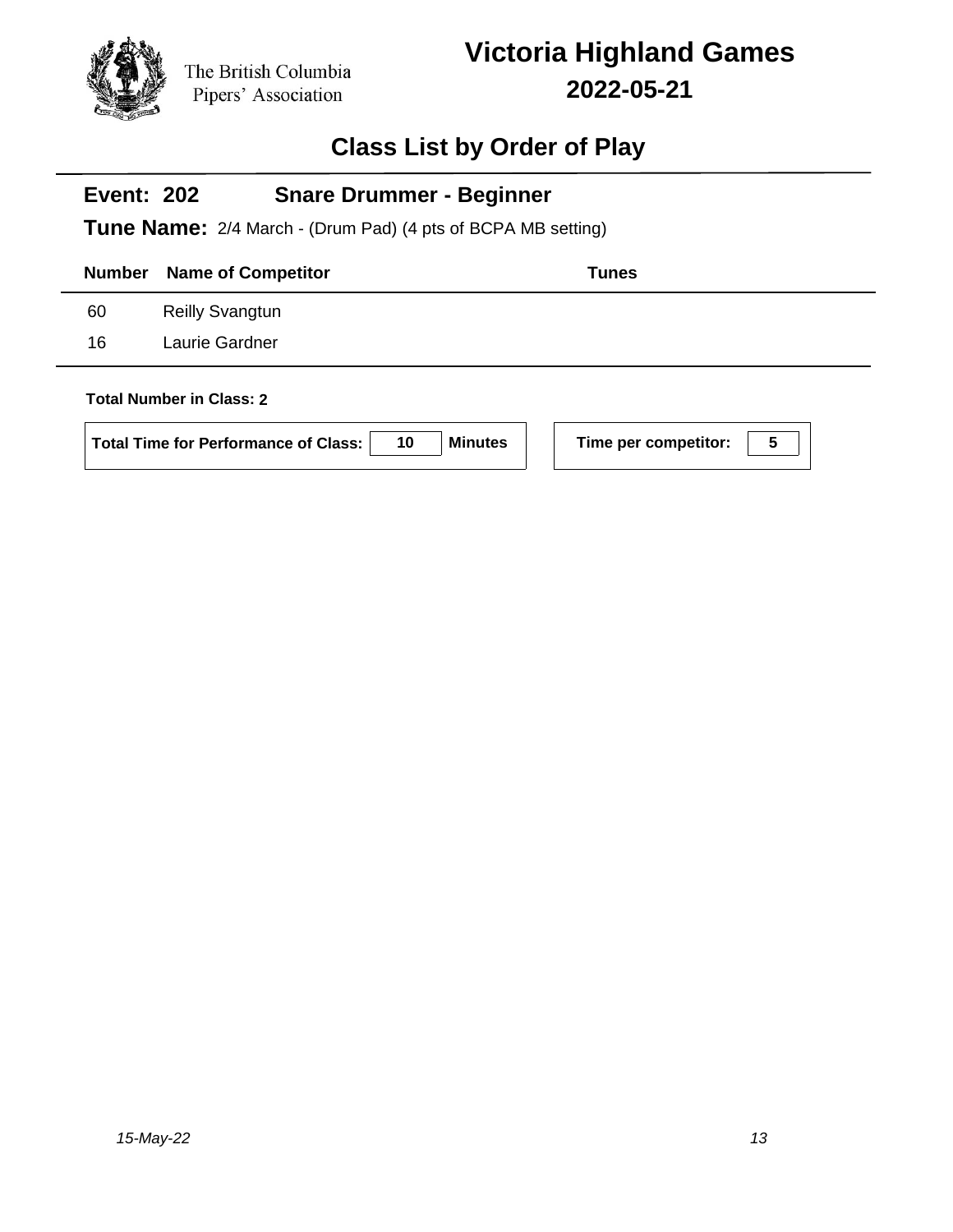The British Columbia Pipers' Association

# Victoria Highland Games

## 2022-05-21

## Class List by Order of Play

### Event: 202 Snare Drummer - Beginner

**Tune Name:** 2/4 March - (Drum Pad) (4 pts of BCPA MB setting)

| Number | Name of Competitor | Tunes |
|---|---|---|
| 60 | Reilly Svangtun | |
| 16 | Laurie Gardner | |

**Total Number in Class: 2**

**Total Time for Performance of Class:** 10 **Minutes**

**Time per competitor:** 5

*15-May-22*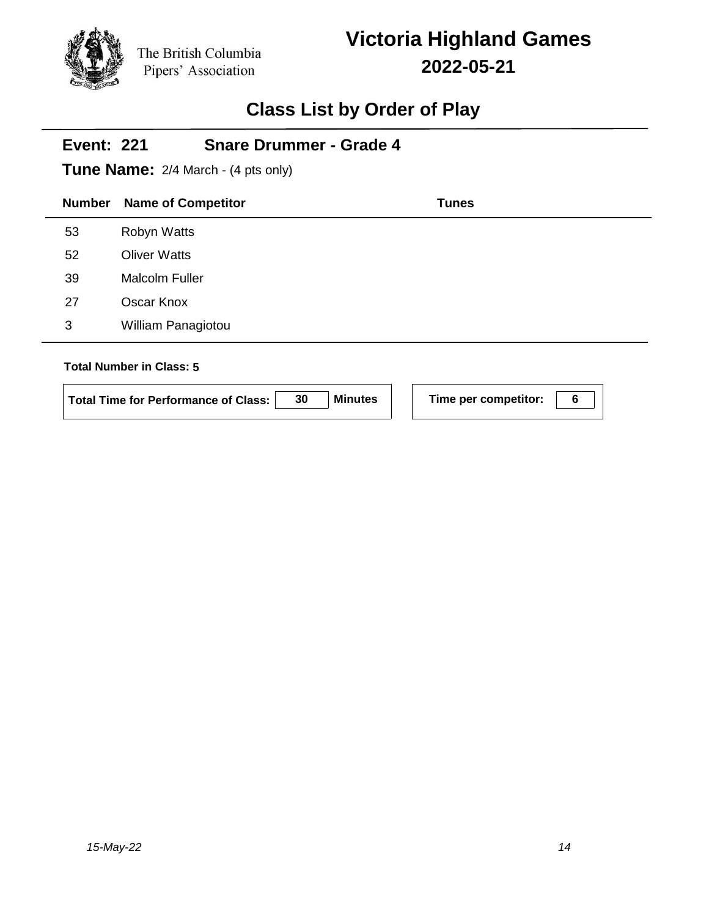The British Columbia Pipers' Association

# Victoria Highland Games

## 2022-05-21

## Class List by Order of Play

**Event: 221** **Snare Drummer - Grade 4**

**Tune Name:** 2/4 March - (4 pts only)

| Number | Name of Competitor | Tunes |
|---|---|---|
| 53 | Robyn Watts | |
| 52 | Oliver Watts | |
| 39 | Malcolm Fuller | |
| 27 | Oscar Knox | |
| 3 | William Panagiotou | |

**Total Number in Class: 5**

**Total Time for Performance of Class:** 30 **Minutes**

**Time per competitor:** 6

*15-May-22*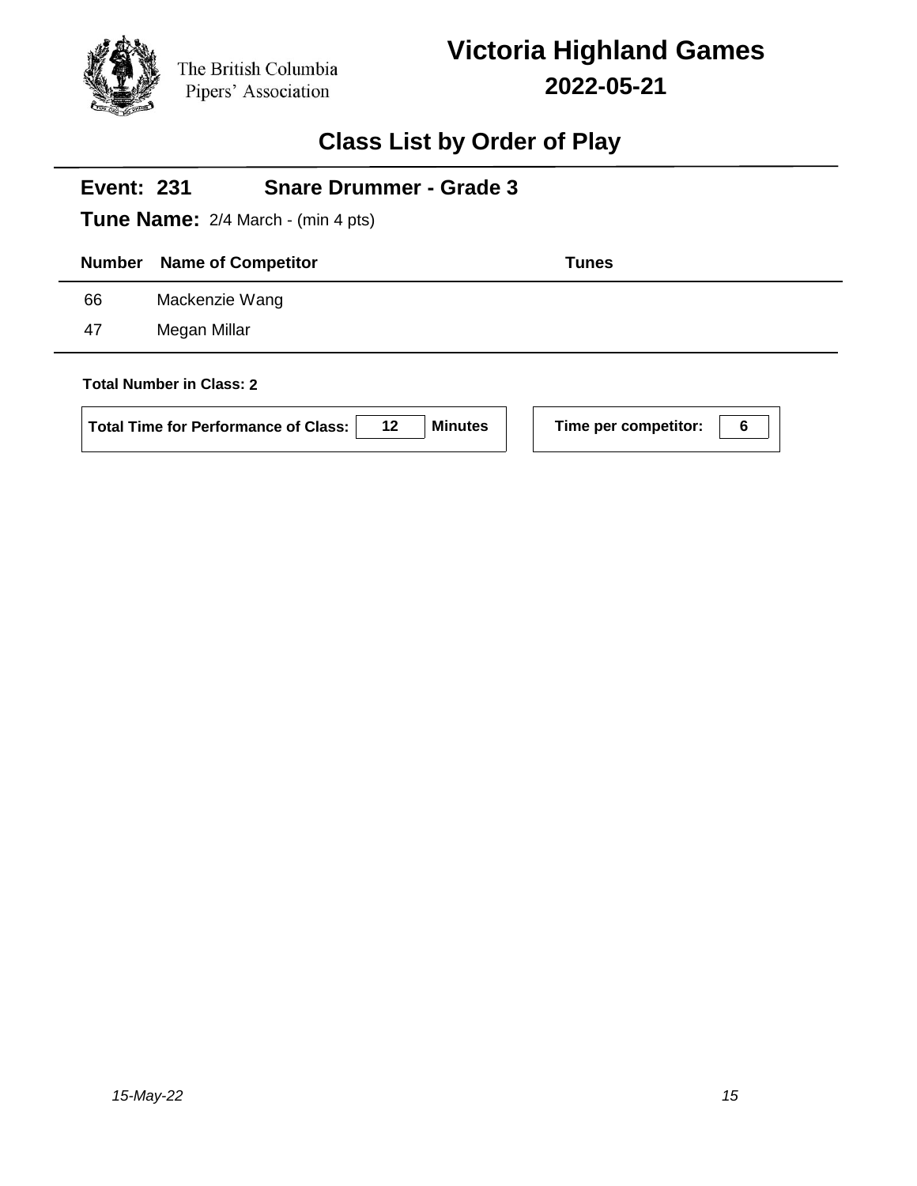The British Columbia Pipers' Association

# Victoria Highland Games

## 2022-05-21

## Class List by Order of Play

### Event: 231 Snare Drummer - Grade 3

**Tune Name:** 2/4 March - (min 4 pts)

| Number | Name of Competitor | Tunes |
|---|---|---|
| 66 | Mackenzie Wang | |
| 47 | Megan Millar | |

**Total Number in Class: 2**

**Total Time for Performance of Class:** 12 **Minutes**

**Time per competitor:** 6

*15-May-22*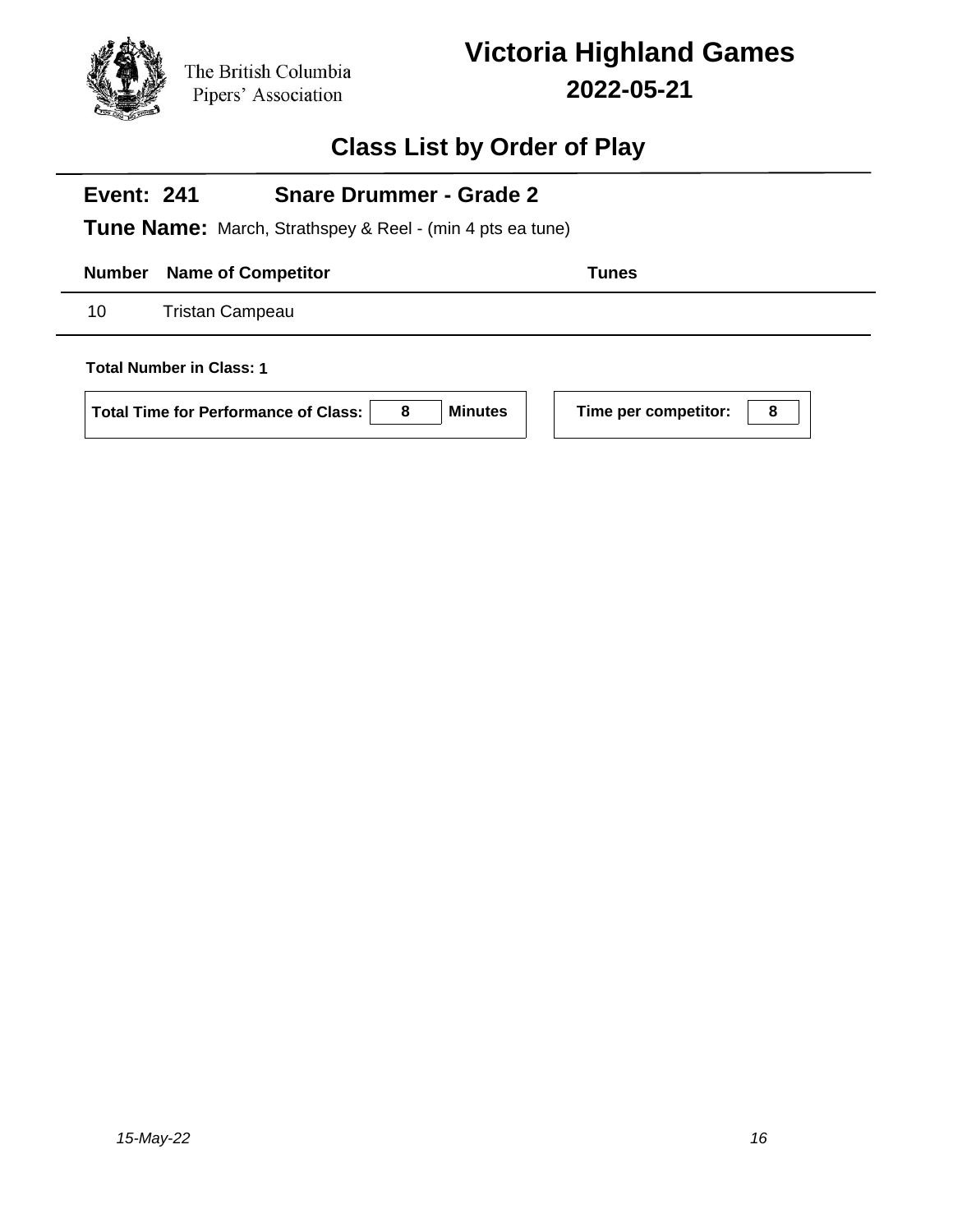The British Columbia Pipers' Association

# Victoria Highland Games

## 2022-05-21

## Class List by Order of Play

### Event: 241 Snare Drummer - Grade 2

**Tune Name:** March, Strathspey & Reel - (min 4 pts ea tune)

| Number | Name of Competitor | Tunes |
|---|---|---|
| 10 | Tristan Campeau | |

**Total Number in Class: 1**

**Total Time for Performance of Class:** 8 **Minutes**

**Time per competitor:** 8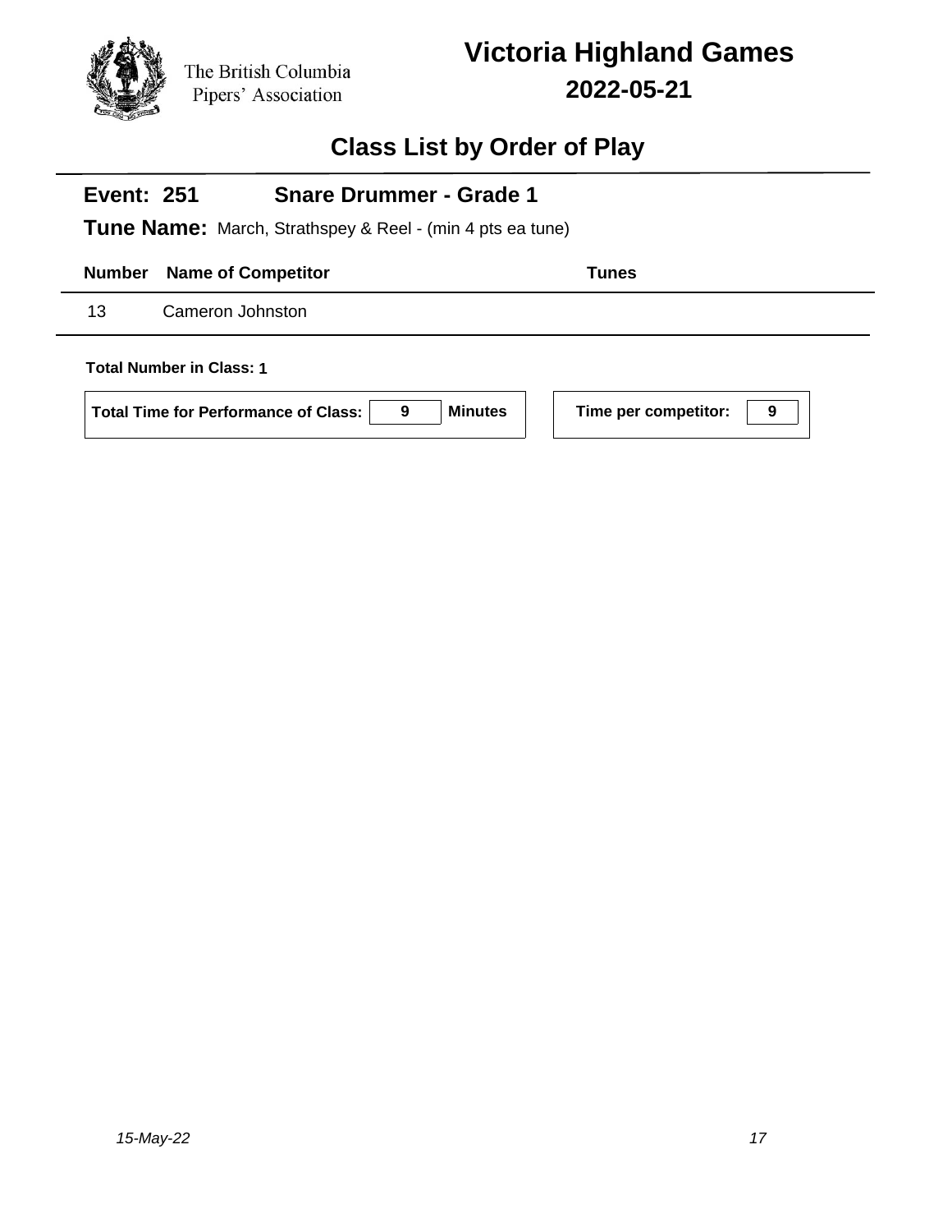The British Columbia Pipers' Association

# Victoria Highland Games

## 2022-05-21

## Class List by Order of Play

### Event: 251 Snare Drummer - Grade 1

**Tune Name:** March, Strathspey & Reel - (min 4 pts ea tune)

| Number | Name of Competitor | Tunes |
|---|---|---|
| 13 | Cameron Johnston | |

**Total Number in Class: 1**

**Total Time for Performance of Class:** 9 **Minutes**

**Time per competitor:** 9

*15-May-22*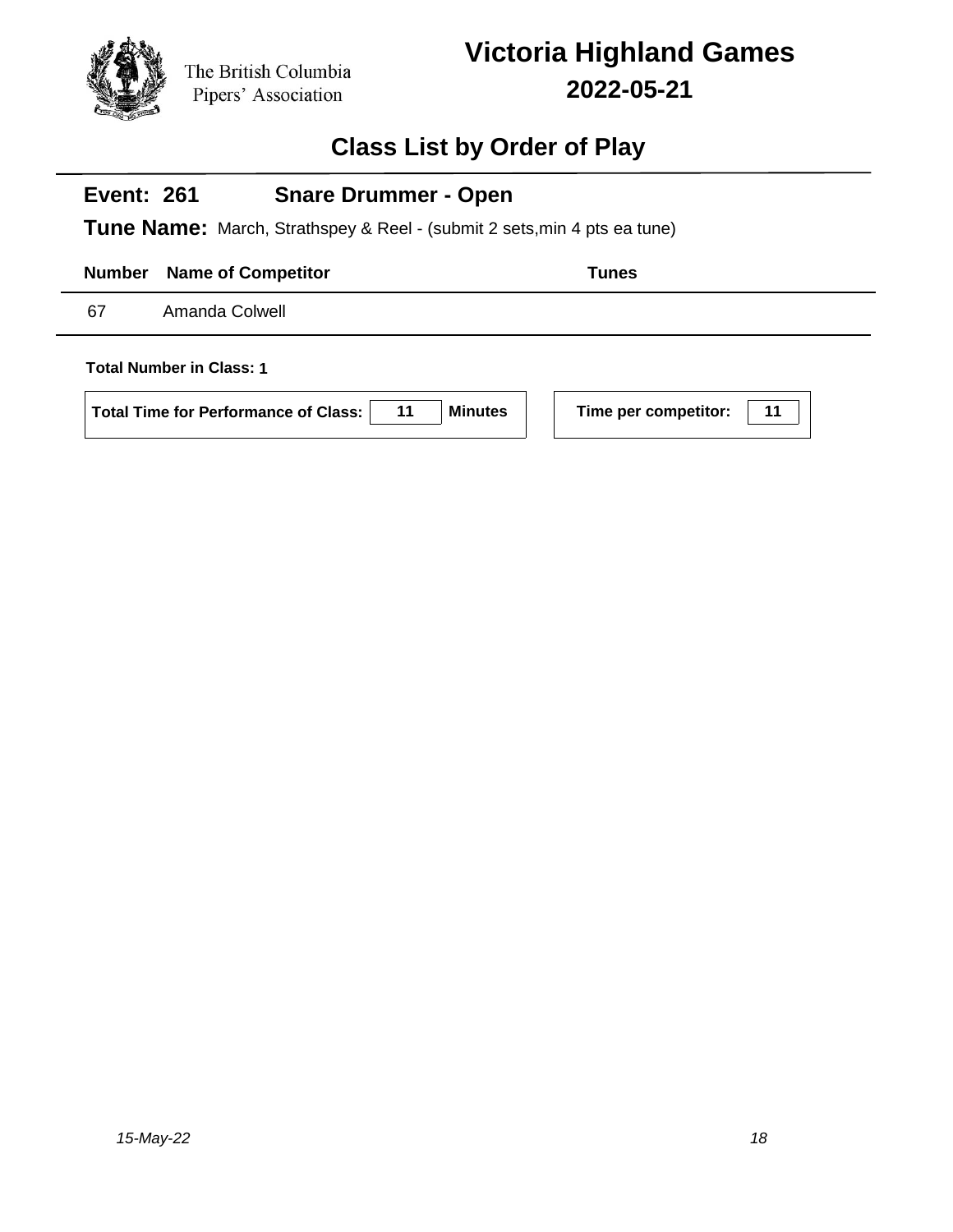The British Columbia Pipers' Association

# Victoria Highland Games

## 2022-05-21

## Class List by Order of Play

### Event: 261 Snare Drummer - Open

**Tune Name:** March, Strathspey & Reel - (submit 2 sets,min 4 pts ea tune)

| Number | Name of Competitor | Tunes |
|---|---|---|
| 67 | Amanda Colwell | |

**Total Number in Class: 1**

**Total Time for Performance of Class:** 11 **Minutes**

**Time per competitor:** 11

*15-May-22*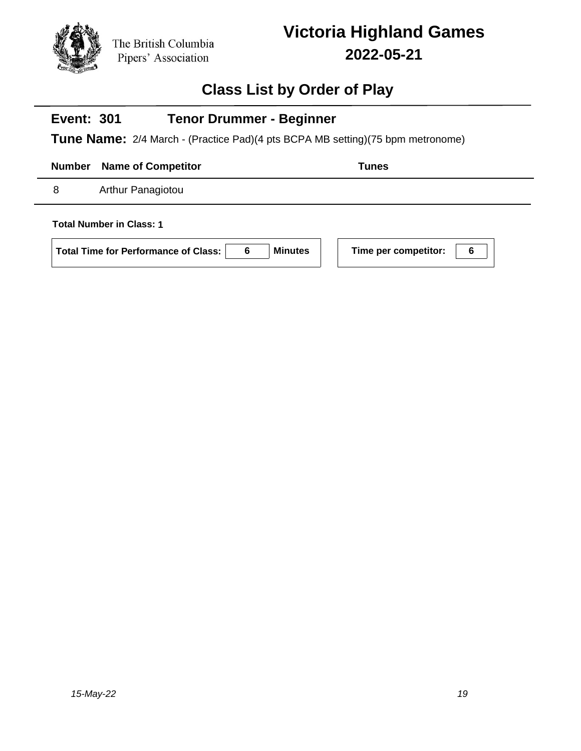The British Columbia Pipers' Association

# Victoria Highland Games

## 2022-05-21

## Class List by Order of Play

### Event: 301 Tenor Drummer - Beginner

**Tune Name:** 2/4 March - (Practice Pad)(4 pts BCPA MB setting)(75 bpm metronome)

| Number | Name of Competitor | Tunes |
|---|---|---|
| 8 | Arthur Panagiotou | |

**Total Number in Class: 1**

**Total Time for Performance of Class:** 6 **Minutes**

**Time per competitor:** 6

*15-May-22*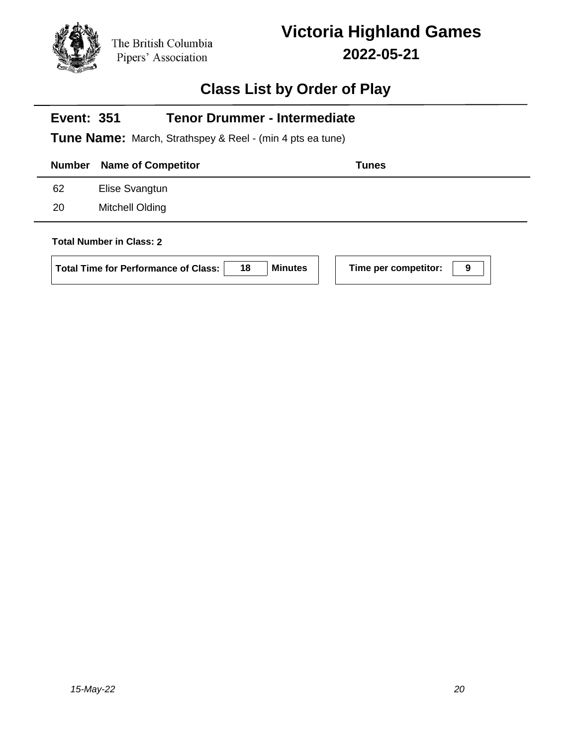The British Columbia Pipers' Association

# Victoria Highland Games

## 2022-05-21

## Class List by Order of Play

### Event: 351 Tenor Drummer - Intermediate

**Tune Name:** March, Strathspey & Reel - (min 4 pts ea tune)

| Number | Name of Competitor | Tunes |
|---|---|---|
| 62 | Elise Svangtun | |
| 20 | Mitchell Olding | |

**Total Number in Class:** 2

**Total Time for Performance of Class:** 18 **Minutes**

**Time per competitor:** 9

*15-May-22*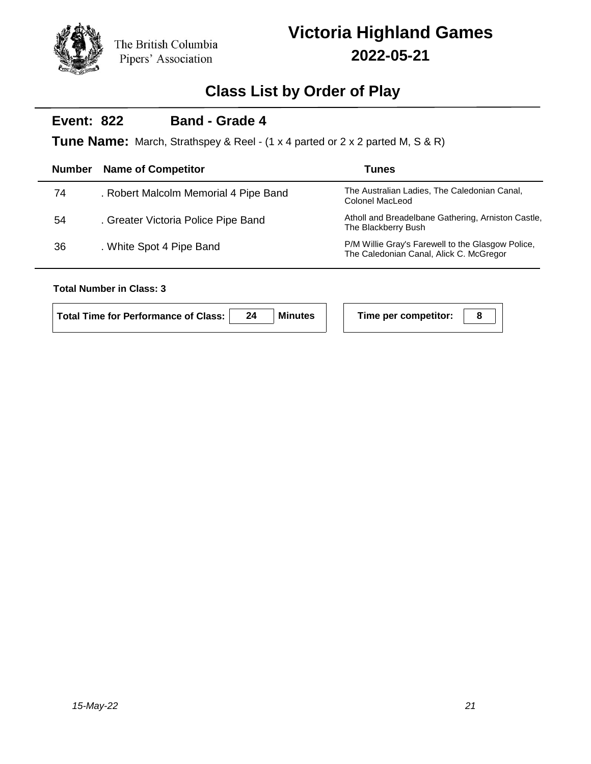The British Columbia Pipers' Association

# Victoria Highland Games

## 2022-05-21

## Class List by Order of Play

**Event: 822** **Band - Grade 4**

**Tune Name:** March, Strathspey & Reel - (1 x 4 parted or 2 x 2 parted M, S & R)

| Number | Name of Competitor | Tunes |
|---|---|---|
| 74 | . Robert Malcolm Memorial 4 Pipe Band | The Australian Ladies, The Caledonian Canal, Colonel MacLeod |
| 54 | . Greater Victoria Police Pipe Band | Atholl and Breadelbane Gathering, Arniston Castle, The Blackberry Bush |
| 36 | . White Spot 4 Pipe Band | P/M Willie Gray's Farewell to the Glasgow Police, The Caledonian Canal, Alick C. McGregor |

**Total Number in Class: 3**

**Total Time for Performance of Class:** 24 **Minutes**

**Time per competitor:** 8

*15-May-22*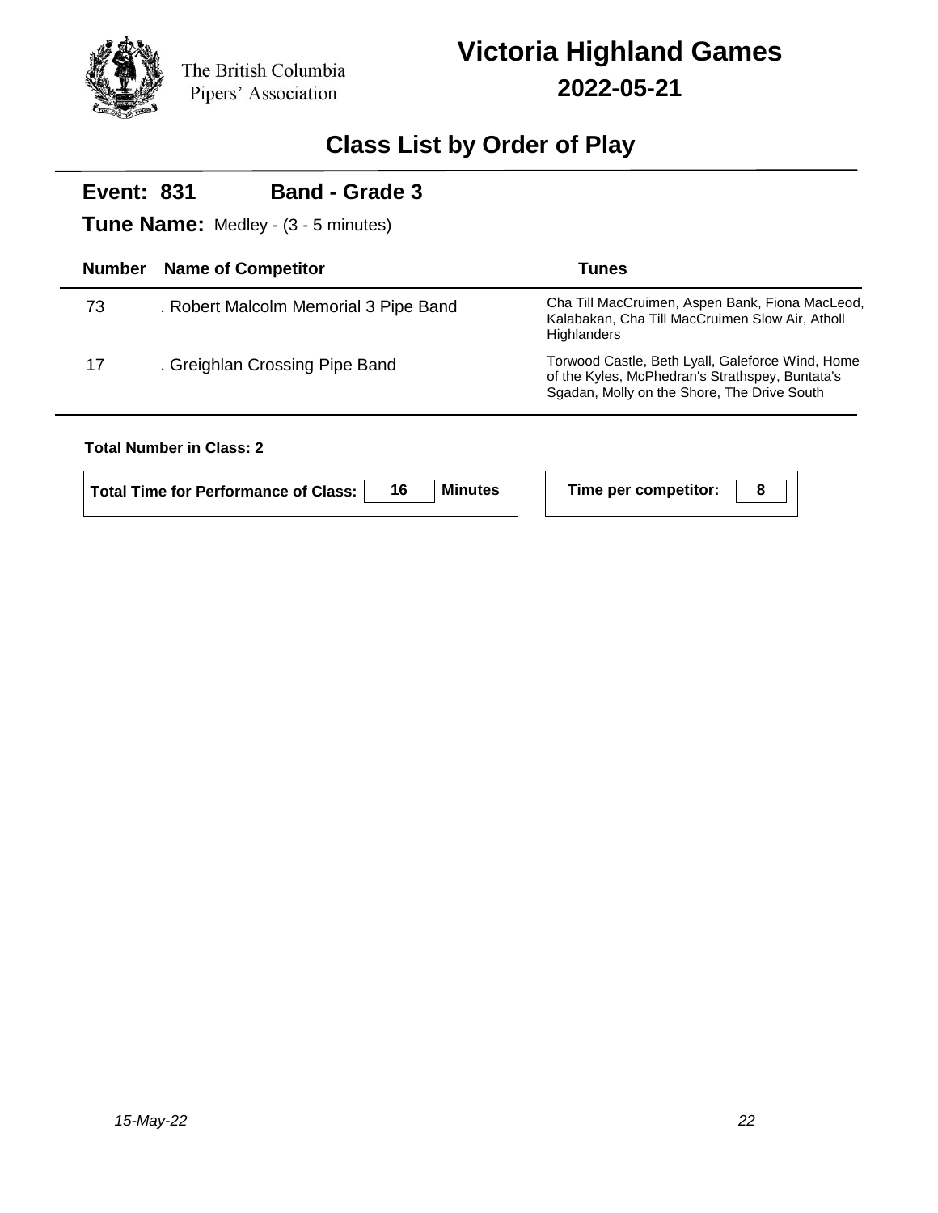The British Columbia Pipers' Association

# Victoria Highland Games

## 2022-05-21

## Class List by Order of Play

**Event: 831** **Band - Grade 3**

**Tune Name:** Medley - (3 - 5 minutes)

| Number | Name of Competitor | Tunes |
|---|---|---|
| 73 | . Robert Malcolm Memorial 3 Pipe Band | Cha Till MacCruimen, Aspen Bank, Fiona MacLeod, Kalabakan, Cha Till MacCruimen Slow Air, Atholl Highlanders |
| 17 | . Greighlan Crossing Pipe Band | Torwood Castle, Beth Lyall, Galeforce Wind, Home of the Kyles, McPhedran's Strathspey, Buntata's Sgadan, Molly on the Shore, The Drive South |

**Total Number in Class: 2**

**Total Time for Performance of Class:** 16 **Minutes**

**Time per competitor:** 8

*15-May-22*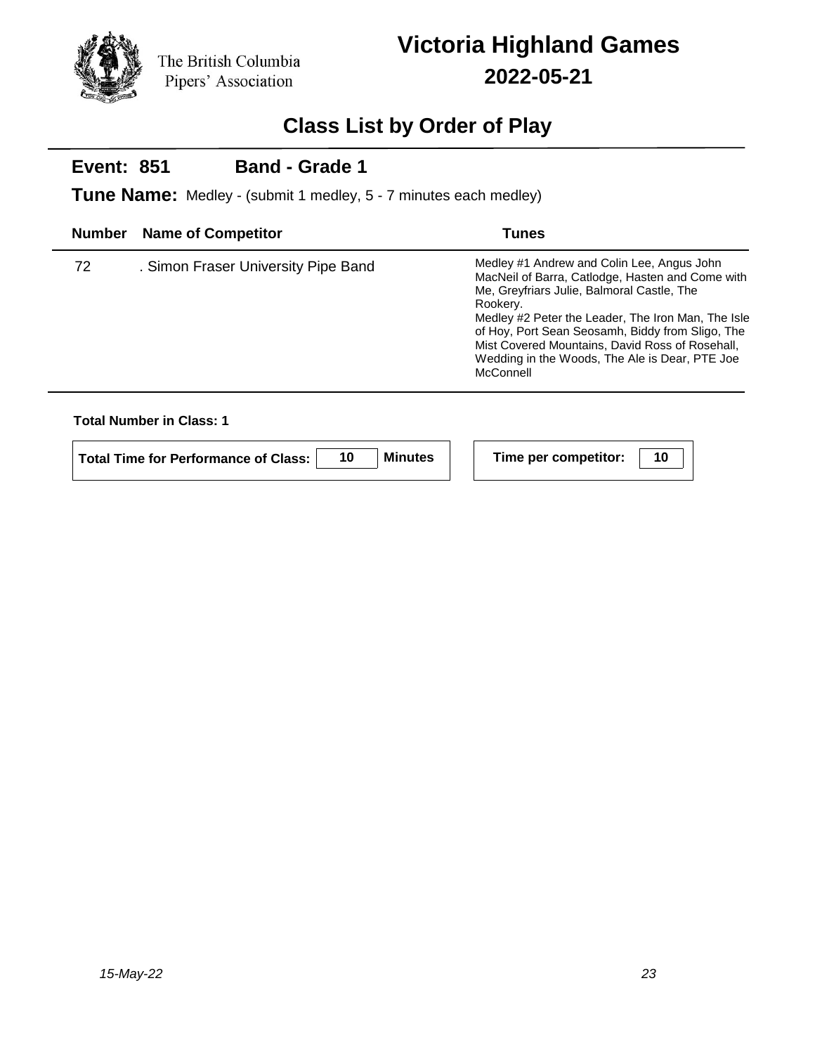The British Columbia Pipers' Association

# Victoria Highland Games

## 2022-05-21

## Class List by Order of Play

### Event: 851 Band - Grade 1

**Tune Name:** Medley - (submit 1 medley, 5 - 7 minutes each medley)

| Number | Name of Competitor | Tunes |
|---|---|---|
| 72 | . Simon Fraser University Pipe Band | Medley #1 Andrew and Colin Lee, Angus John MacNeil of Barra, Catlodge, Hasten and Come with Me, Greyfriars Julie, Balmoral Castle, The Rookery. Medley #2 Peter the Leader, The Iron Man, The Isle of Hoy, Port Sean Seosamh, Biddy from Sligo, The Mist Covered Mountains, David Ross of Rosehall, Wedding in the Woods, The Ale is Dear, PTE Joe McConnell |

**Total Number in Class: 1**

**Total Time for Performance of Class:** 10 **Minutes**

**Time per competitor:** 10

*15-May-22*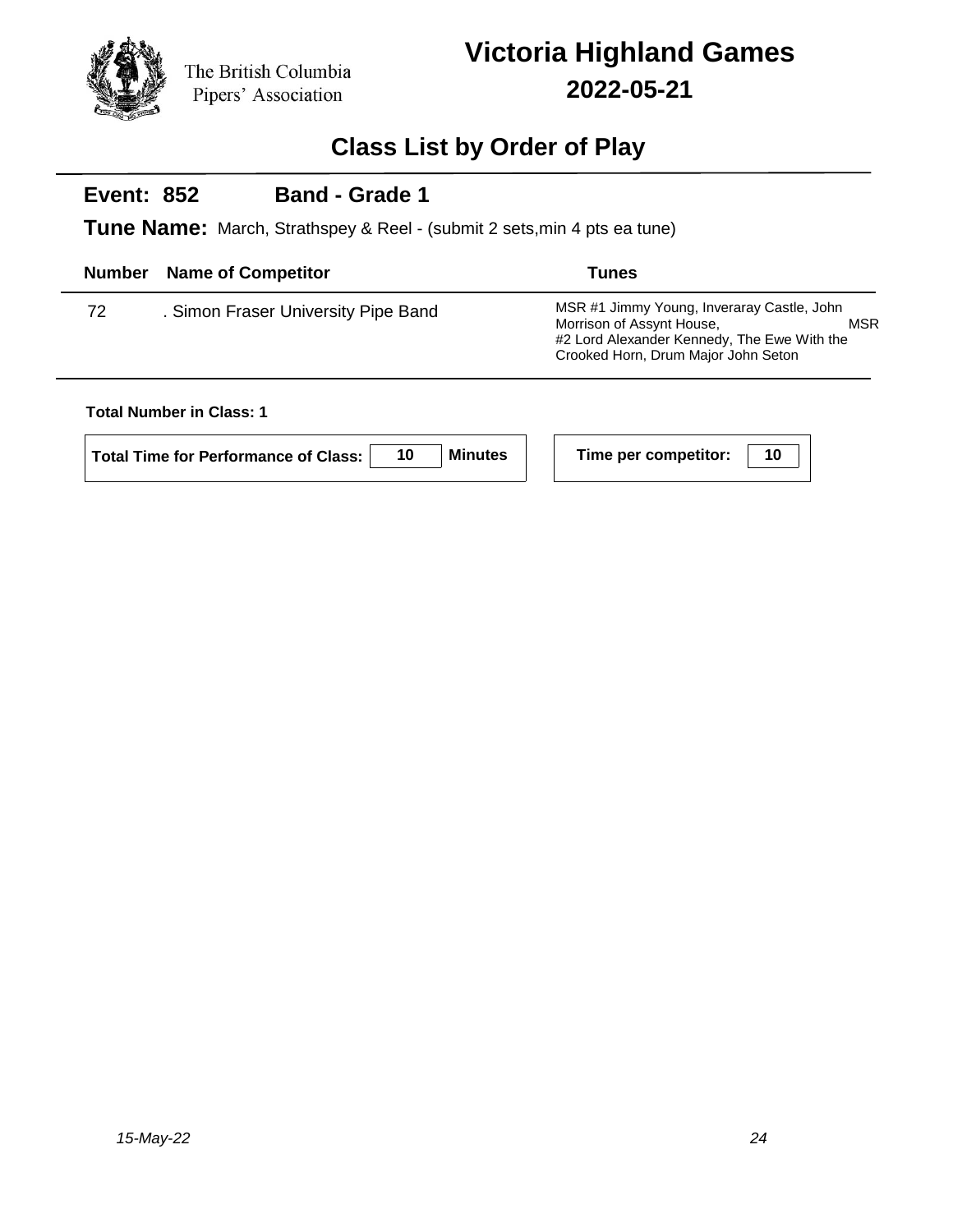The British Columbia Pipers' Association

# Victoria Highland Games

## 2022-05-21

## Class List by Order of Play

### Event: 852 Band - Grade 1

**Tune Name:** March, Strathspey & Reel - (submit 2 sets,min 4 pts ea tune)

| Number | Name of Competitor | Tunes |
|---|---|---|
| 72 | . Simon Fraser University Pipe Band | MSR #1 Jimmy Young, Inveraray Castle, John Morrison of Assynt House, MSR #2 Lord Alexander Kennedy, The Ewe With the Crooked Horn, Drum Major John Seton |

**Total Number in Class: 1**

**Total Time for Performance of Class:** 10 **Minutes**

**Time per competitor:** 10

*15-May-22*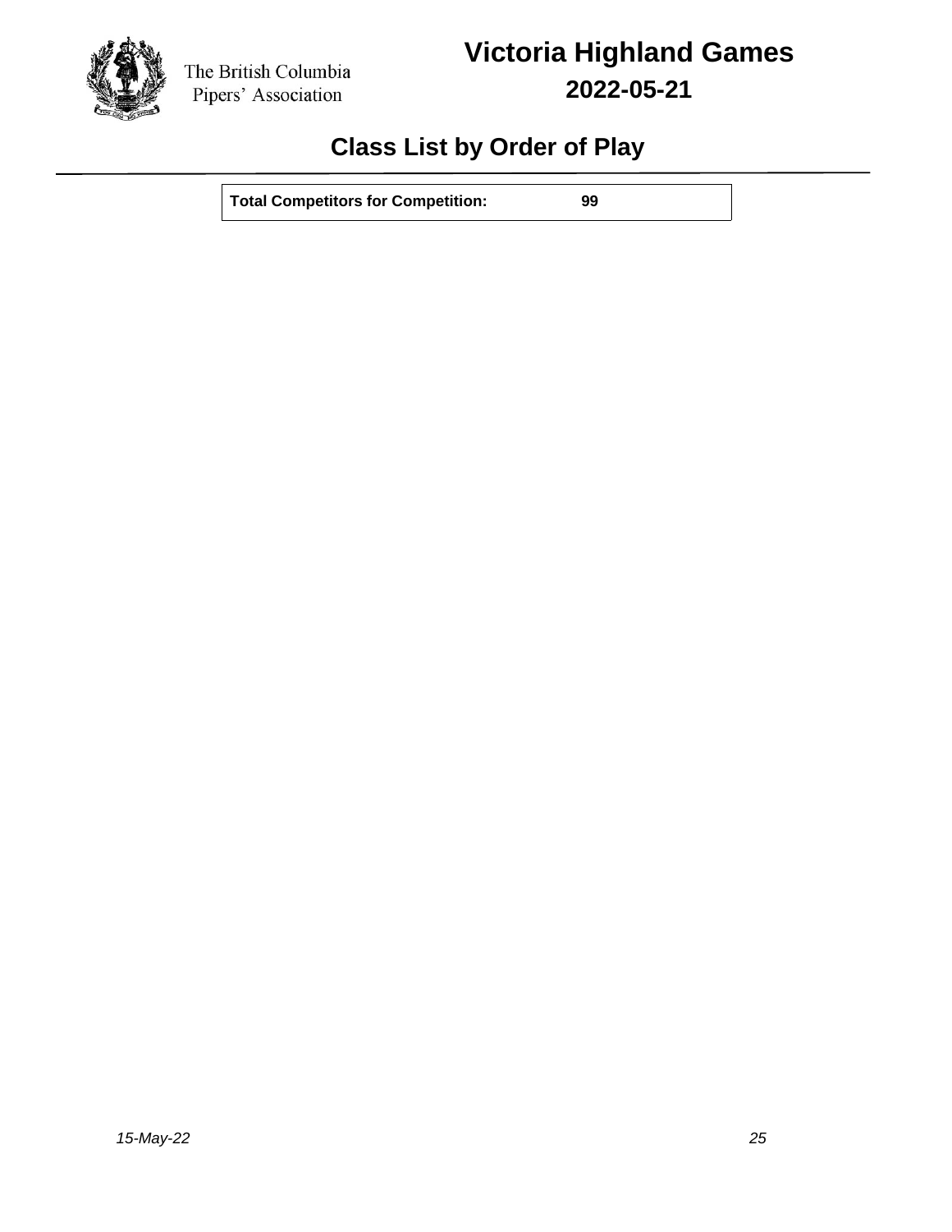The British Columbia Pipers' Association

# Victoria Highland Games

## 2022-05-21

## Class List by Order of Play

| | |
|---|---|
| **Total Competitors for Competition:** | **99** |